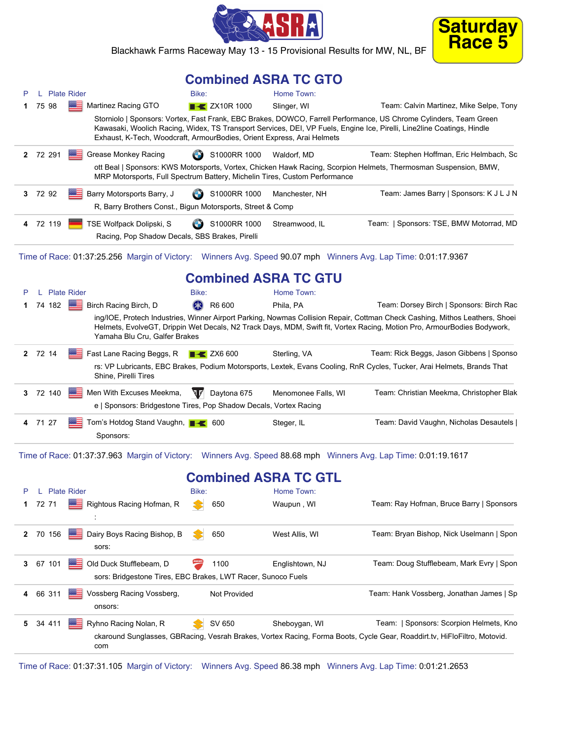# ASRA

Blackhawk Farms Raceway May 13 - 15 Provisional Results for MW, NL, BF

**Saturday Race 5**

## Combined ASRA TC GTO

| P | L | Plate | Rider | Bike: | Home Town: | |
|---|---|---|---|---|---|---|
| 1 | 75 | 98 | Martinez Racing GTO | ZX10R 1000 | Slinger, WI | Team: Calvin Martinez, Mike Selpe, Tony Storniolo \| Sponsors: Vortex, Fast Frank, EBC Brakes, DOWCO, Farrell Performance, US Chrome Cylinders, Team Green Kawasaki, Woolich Racing, Widex, TS Transport Services, DEI, VP Fuels, Engine Ice, Pirelli, Line2line Coatings, Hindle Exhaust, K-Tech, Woodcraft, ArmourBodies, Orient Express, Arai Helmets |
| 2 | 72 | 291 | Grease Monkey Racing | S1000RR 1000 | Waldorf, MD | Team: Stephen Hoffman, Eric Helmbach, Scott Beal \| Sponsors: KWS Motorsports, Vortex, Chicken Hawk Racing, Scorpion Helmets, Thermosman Suspension, BMW, MRP Motorsports, Full Spectrum Battery, Michelin Tires, Custom Performance |
| 3 | 72 | 92 | Barry Motorsports Barry, J | S1000RR 1000 | Manchester, NH | Team: James Barry \| Sponsors: K J L J N R, Barry Brothers Const., Bigun Motorsports, Street & Comp |
| 4 | 72 | 119 | TSE Wolfpack Dolipski, S | S1000RR 1000 | Streamwood, IL | Team: \| Sponsors: TSE, BMW Motorrad, MD Racing, Pop Shadow Decals, SBS Brakes, Pirelli |

Time of Race: 01:37:25.256 Margin of Victory: Winners Avg. Speed 90.07 mph Winners Avg. Lap Time: 0:01:17.9367

## Combined ASRA TC GTU

| P | L | Plate | Rider | Bike: | Home Town: | |
|---|---|---|---|---|---|---|
| 1 | 74 | 182 | Birch Racing Birch, D | R6 600 | Phila, PA | Team: Dorsey Birch \| Sponsors: Birch Racing/IOE, Protech Industries, Winner Airport Parking, Nowmas Collision Repair, Cottman Check Cashing, Mithos Leathers, Shoei Helmets, EvolveGT, Drippin Wet Decals, N2 Track Days, MDM, Swift fit, Vortex Racing, Motion Pro, ArmourBodies Bodywork, Yamaha Blu Cru, Galfer Brakes |
| 2 | 72 | 14 | Fast Lane Racing Beggs, R | ZX6 600 | Sterling, VA | Team: Rick Beggs, Jason Gibbens \| Sponsors: VP Lubricants, EBC Brakes, Podium Motorsports, Lextek, Evans Cooling, RnR Cycles, Tucker, Arai Helmets, Brands That Shine, Pirelli Tires |
| 3 | 72 | 140 | Men With Excuses Meekma, | Daytona 675 | Menomonee Falls, WI | Team: Christian Meekma, Christopher Blake \| Sponsors: Bridgestone Tires, Pop Shadow Decals, Vortex Racing |
| 4 | 71 | 27 | Tom's Hotdog Stand Vaughn, | 600 | Steger, IL | Team: David Vaughn, Nicholas Desautels \| Sponsors: |

Time of Race: 01:37:37.963 Margin of Victory: Winners Avg. Speed 88.68 mph Winners Avg. Lap Time: 0:01:19.1617

## Combined ASRA TC GTL

| P | L | Plate | Rider | Bike: | Home Town: | |
|---|---|---|---|---|---|---|
| 1 | 72 | 71 | Rightous Racing Hofman, R | 650 | Waupun , WI | Team: Ray Hofman, Bruce Barry \| Sponsors : |
| 2 | 70 | 156 | Dairy Boys Racing Bishop, B | 650 | West Allis, WI | Team: Bryan Bishop, Nick Uselmann \| Sponsors: |
| 3 | 67 | 101 | Old Duck Stufflebeam, D | 1100 | Englishtown, NJ | Team: Doug Stufflebeam, Mark Evry \| Sponsors: Bridgestone Tires, EBC Brakes, LWT Racer, Sunoco Fuels |
| 4 | 66 | 311 | Vossberg Racing Vossberg, | Not Provided | | Team: Hank Vossberg, Jonathan James \| Sponsors: |
| 5 | 34 | 411 | Ryhno Racing Nolan, R | SV 650 | Sheboygan, WI | Team: \| Sponsors: Scorpion Helmets, Knockaround Sunglasses, GBRacing, Vesrah Brakes, Vortex Racing, Forma Boots, Cycle Gear, Roaddirt.tv, HiFloFiltro, Motovid.com |

Time of Race: 01:37:31.105 Margin of Victory: Winners Avg. Speed 86.38 mph Winners Avg. Lap Time: 0:01:21.2653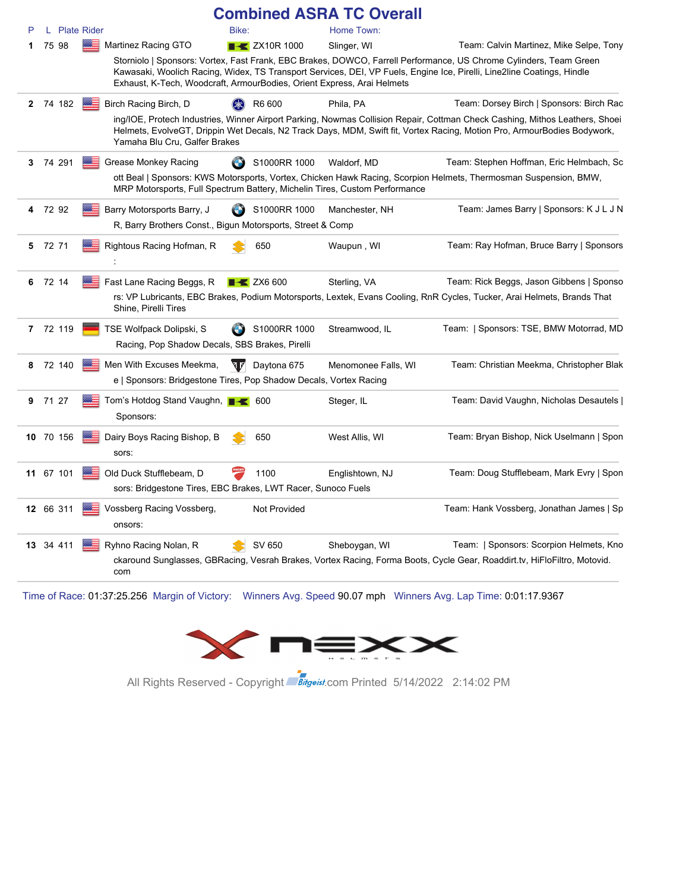# Combined ASRA TC Overall

| P | L | Plate | Rider | Bike: | Home Town: | |
|---|---|---|---|---|---|---|
| 1 | 75 | 98 | Martinez Racing GTO | ZX10R 1000 | Slinger, WI | Team: Calvin Martinez, Mike Selpe, Tony Storniolo \| Sponsors: Vortex, Fast Frank, EBC Brakes, DOWCO, Farrell Performance, US Chrome Cylinders, Team Green Kawasaki, Woolich Racing, Widex, TS Transport Services, DEI, VP Fuels, Engine Ice, Pirelli, Line2line Coatings, Hindle Exhaust, K-Tech, Woodcraft, ArmourBodies, Orient Express, Arai Helmets |
| 2 | 74 | 182 | Birch Racing Birch, D | R6 600 | Phila, PA | Team: Dorsey Birch \| Sponsors: Birch Racing/IOE, Protech Industries, Winner Airport Parking, Nowmas Collision Repair, Cottman Check Cashing, Mithos Leathers, Shoei Helmets, EvolveGT, Drippin Wet Decals, N2 Track Days, MDM, Swift fit, Vortex Racing, Motion Pro, ArmourBodies Bodywork, Yamaha Blu Cru, Galfer Brakes |
| 3 | 74 | 291 | Grease Monkey Racing | S1000RR 1000 | Waldorf, MD | Team: Stephen Hoffman, Eric Helmbach, Scott Beal \| Sponsors: KWS Motorsports, Vortex, Chicken Hawk Racing, Scorpion Helmets, Thermosman Suspension, BMW, MRP Motorsports, Full Spectrum Battery, Michelin Tires, Custom Performance |
| 4 | 72 | 92 | Barry Motorsports Barry, J | S1000RR 1000 | Manchester, NH | Team: James Barry \| Sponsors: K J L J N R, Barry Brothers Const., Bigun Motorsports, Street & Comp |
| 5 | 72 | 71 | Rightous Racing Hofman, R | 650 | Waupun , WI | Team: Ray Hofman, Bruce Barry \| Sponsors : |
| 6 | 72 | 14 | Fast Lane Racing Beggs, R | ZX6 600 | Sterling, VA | Team: Rick Beggs, Jason Gibbens \| Sponsors: VP Lubricants, EBC Brakes, Podium Motorsports, Lextek, Evans Cooling, RnR Cycles, Tucker, Arai Helmets, Brands That Shine, Pirelli Tires |
| 7 | 72 | 119 | TSE Wolfpack Dolipski, S | S1000RR 1000 | Streamwood, IL | Team: \| Sponsors: TSE, BMW Motorrad, MD Racing, Pop Shadow Decals, SBS Brakes, Pirelli |
| 8 | 72 | 140 | Men With Excuses Meekma, | Daytona 675 | Menomonee Falls, WI | Team: Christian Meekma, Christopher Blake \| Sponsors: Bridgestone Tires, Pop Shadow Decals, Vortex Racing |
| 9 | 71 | 27 | Tom's Hotdog Stand Vaughn, | 600 | Steger, IL | Team: David Vaughn, Nicholas Desautels \| Sponsors: |
| 10 | 70 | 156 | Dairy Boys Racing Bishop, B | 650 | West Allis, WI | Team: Bryan Bishop, Nick Uselmann \| Sponsors: |
| 11 | 67 | 101 | Old Duck Stufflebeam, D | 1100 | Englishtown, NJ | Team: Doug Stufflebeam, Mark Evry \| Sponsors: Bridgestone Tires, EBC Brakes, LWT Racer, Sunoco Fuels |
| 12 | 66 | 311 | Vossberg Racing Vossberg, | Not Provided | | Team: Hank Vossberg, Jonathan James \| Sponsors: |
| 13 | 34 | 411 | Ryhno Racing Nolan, R | SV 650 | Sheboygan, WI | Team: \| Sponsors: Scorpion Helmets, Knockaround Sunglasses, GBRacing, Vesrah Brakes, Vortex Racing, Forma Boots, Cycle Gear, Roaddirt.tv, HiFloFiltro, Motovid.com |

Time of Race: 01:37:25.256 Margin of Victory: Winners Avg. Speed 90.07 mph Winners Avg. Lap Time: 0:01:17.9367

All Rights Reserved - Copyright Bitgeist.com Printed 5/14/2022 2:14:02 PM